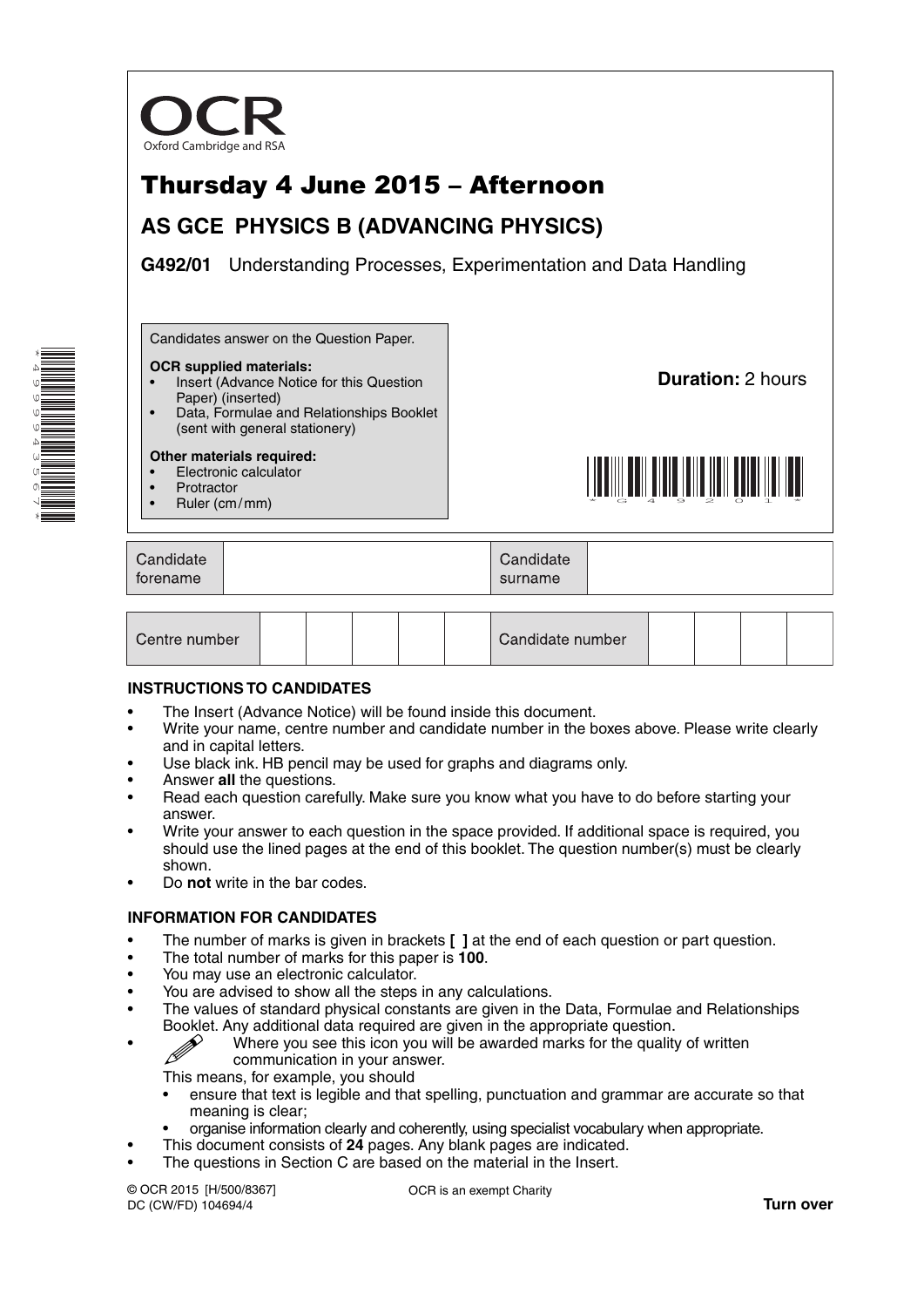OCR
Oxford Cambridge and RSA

# Thursday 4 June 2015 – Afternoon

## AS GCE PHYSICS B (ADVANCING PHYSICS)

**G492/01** Understanding Processes, Experimentation and Data Handling

Candidates answer on the Question Paper.

**OCR supplied materials:**
- Insert (Advance Notice for this Question Paper) (inserted)
- Data, Formulae and Relationships Booklet (sent with general stationery)

**Other materials required:**
- Electronic calculator
- Protractor
- Ruler (cm / mm)

**Duration:** 2 hours

| | | | |
|---|---|---|---|
| Candidate forename | | Candidate surname | |

| | | | | | | | | | | |
|---|---|---|---|---|---|---|---|---|---|---|
| Centre number | | | | | | Candidate number | | | | |

### INSTRUCTIONS TO CANDIDATES

- The Insert (Advance Notice) will be found inside this document.
- Write your name, centre number and candidate number in the boxes above. Please write clearly and in capital letters.
- Use black ink. HB pencil may be used for graphs and diagrams only.
- Answer **all** the questions.
- Read each question carefully. Make sure you know what you have to do before starting your answer.
- Write your answer to each question in the space provided. If additional space is required, you should use the lined pages at the end of this booklet. The question number(s) must be clearly shown.
- Do **not** write in the bar codes.

### INFORMATION FOR CANDIDATES

- The number of marks is given in brackets **[ ]** at the end of each question or part question.
- The total number of marks for this paper is **100**.
- You may use an electronic calculator.
- You are advised to show all the steps in any calculations.
- The values of standard physical constants are given in the Data, Formulae and Relationships Booklet. Any additional data required are given in the appropriate question.
- Where you see this icon you will be awarded marks for the quality of written communication in your answer.
  This means, for example, you should
  - ensure that text is legible and that spelling, punctuation and grammar are accurate so that meaning is clear;
  - organise information clearly and coherently, using specialist vocabulary when appropriate.
- This document consists of **24** pages. Any blank pages are indicated.
- The questions in Section C are based on the material in the Insert.

© OCR 2015 [H/500/8367]
DC (CW/FD) 104694/4

OCR is an exempt Charity

**Turn over**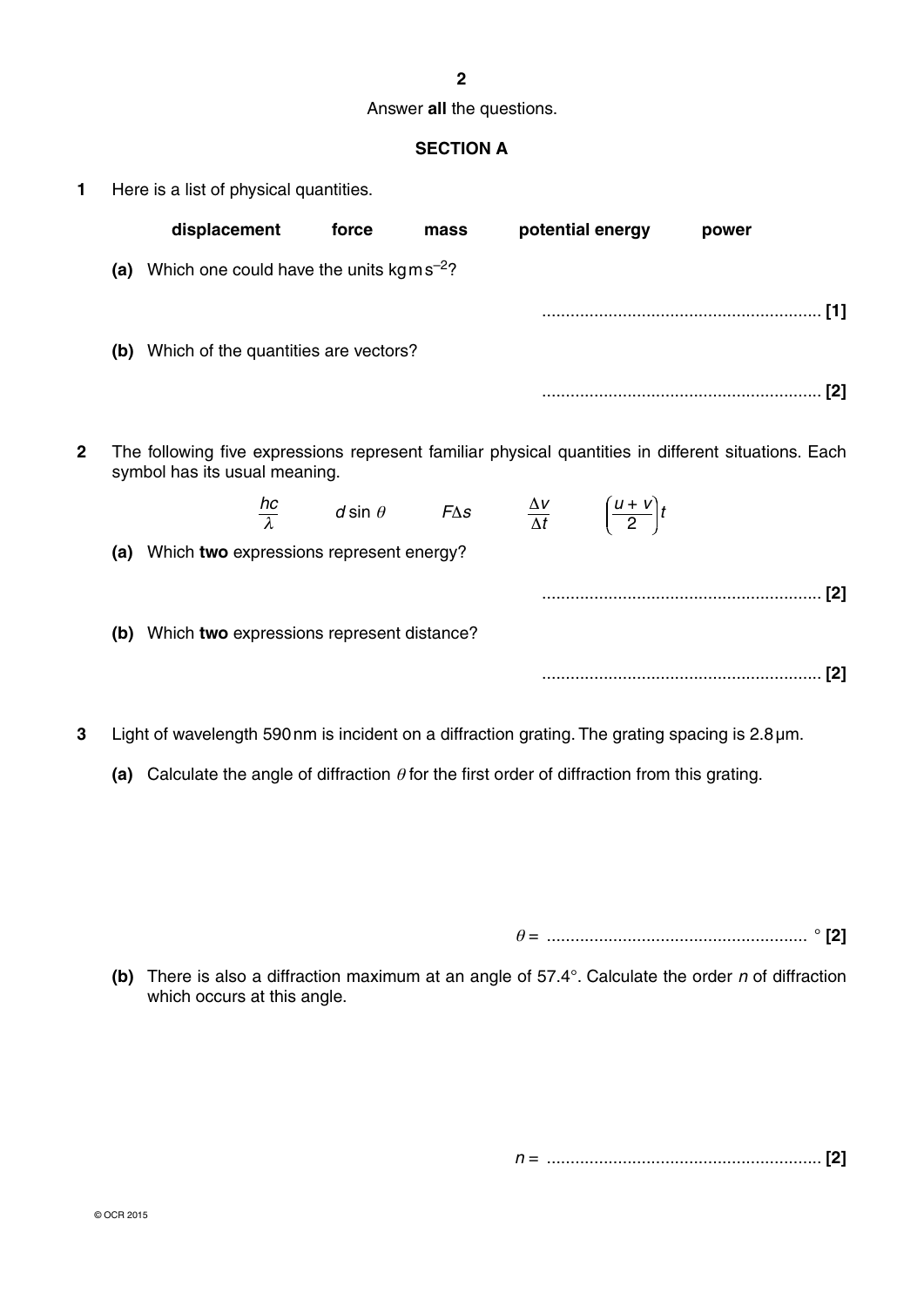Answer **all** the questions.

## SECTION A

**1** Here is a list of physical quantities.

**displacement** **force** **mass** **potential energy** **power**

**(a)** Which one could have the units $kg\,m\,s^{-2}$?

........................................................... **[1]**

**(b)** Which of the quantities are vectors?

........................................................... **[2]**

**2** The following five expressions represent familiar physical quantities in different situations. Each symbol has its usual meaning.

$$\frac{hc}{\lambda} \qquad d\sin\theta \qquad F\Delta s \qquad \frac{\Delta v}{\Delta t} \qquad \left(\frac{u+v}{2}\right)t$$

**(a)** Which **two** expressions represent energy?

........................................................... **[2]**

**(b)** Which **two** expressions represent distance?

........................................................... **[2]**

**3** Light of wavelength 590 nm is incident on a diffraction grating. The grating spacing is 2.8 μm.

**(a)** Calculate the angle of diffraction $\theta$ for the first order of diffraction from this grating.

$\theta$ = ....................................................... ° **[2]**

**(b)** There is also a diffraction maximum at an angle of 57.4°. Calculate the order $n$ of diffraction which occurs at this angle.

$n$ = ......................................................... **[2]**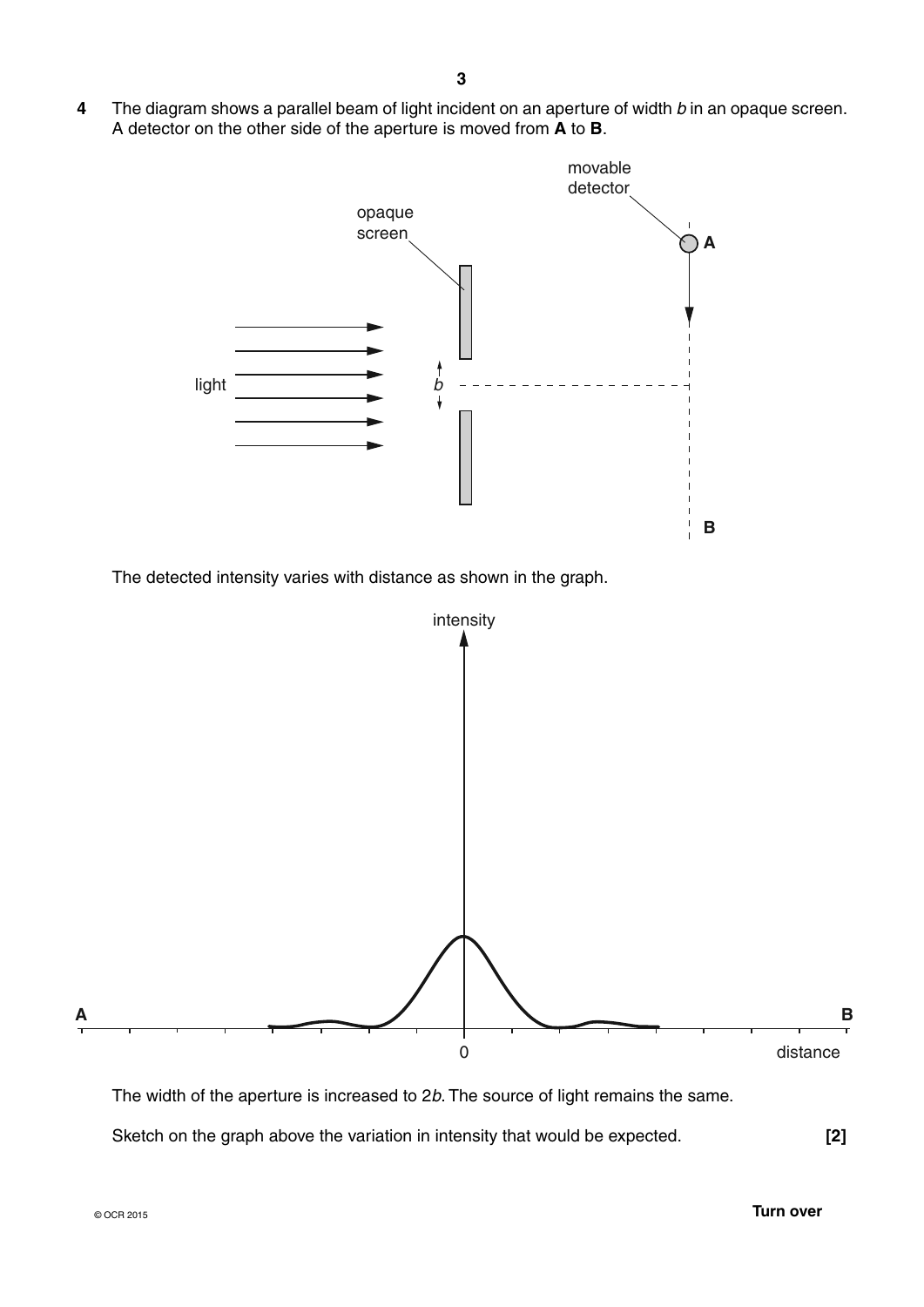**4** The diagram shows a parallel beam of light incident on an aperture of width $b$ in an opaque screen. A detector on the other side of the aperture is moved from **A** to **B**.

movable detector

opaque screen

light

$b$

**A**

**B**

The detected intensity varies with distance as shown in the graph.

intensity

**A**

**B**

0

distance

The width of the aperture is increased to $2b$. The source of light remains the same.

Sketch on the graph above the variation in intensity that would be expected. **[2]**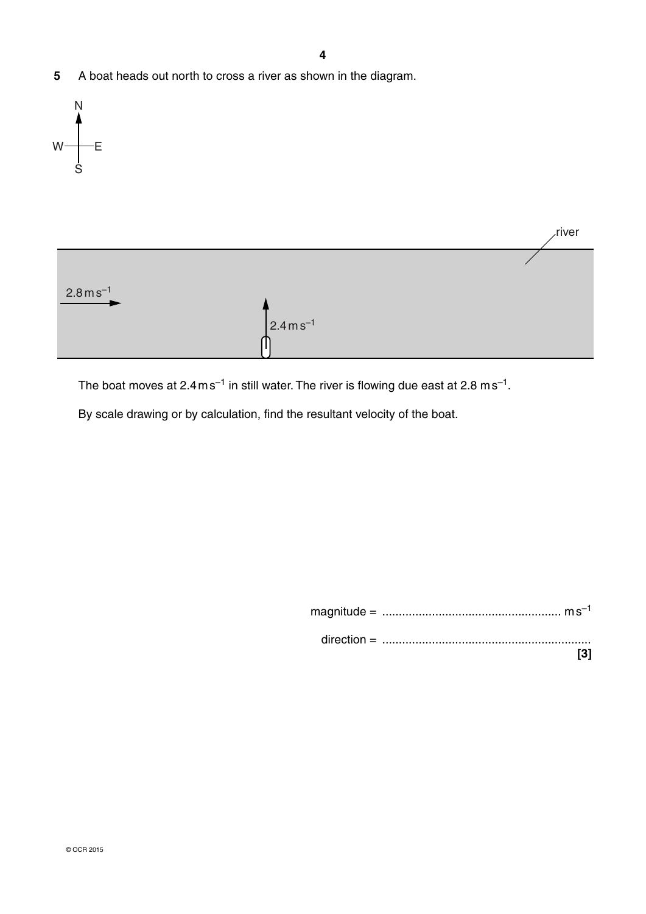**5** A boat heads out north to cross a river as shown in the diagram.

N

W E

S

river

$2.8\,\text{m}\,\text{s}^{-1}$

$2.4\,\text{m}\,\text{s}^{-1}$

The boat moves at $2.4\,\text{m}\,\text{s}^{-1}$ in still water. The river is flowing due east at $2.8\,\text{m}\,\text{s}^{-1}$.

By scale drawing or by calculation, find the resultant velocity of the boat.

magnitude = ...................................................... $\text{m}\,\text{s}^{-1}$

direction = ...............................................................

**[3]**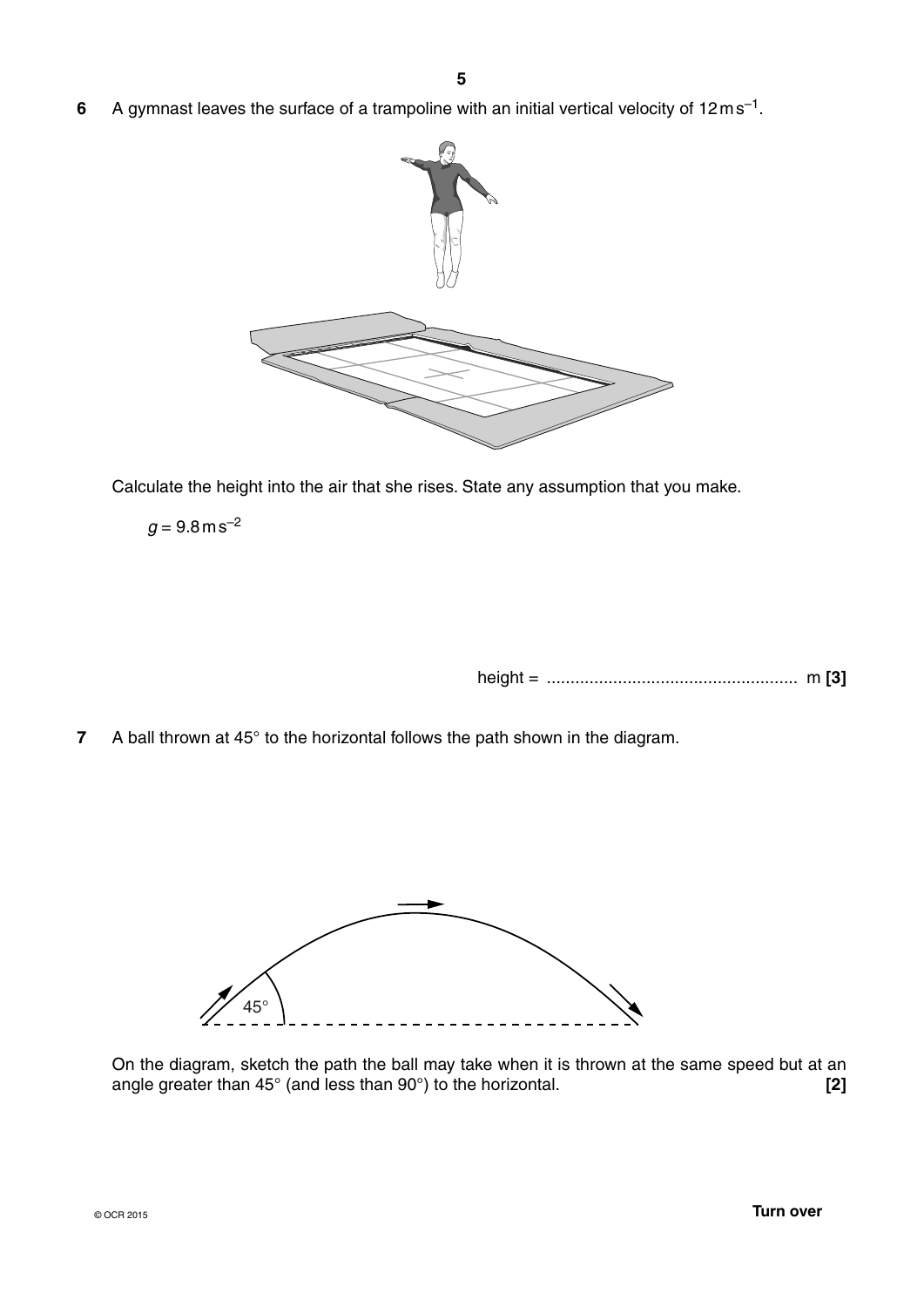6 A gymnast leaves the surface of a trampoline with an initial vertical velocity of $12\,\text{m}\,\text{s}^{-1}$.

Calculate the height into the air that she rises. State any assumption that you make.

$g = 9.8\,\text{m}\,\text{s}^{-2}$

height = .................................................... m **[3]**

7 A ball thrown at 45° to the horizontal follows the path shown in the diagram.

45°

On the diagram, sketch the path the ball may take when it is thrown at the same speed but at an angle greater than 45° (and less than 90°) to the horizontal. **[2]**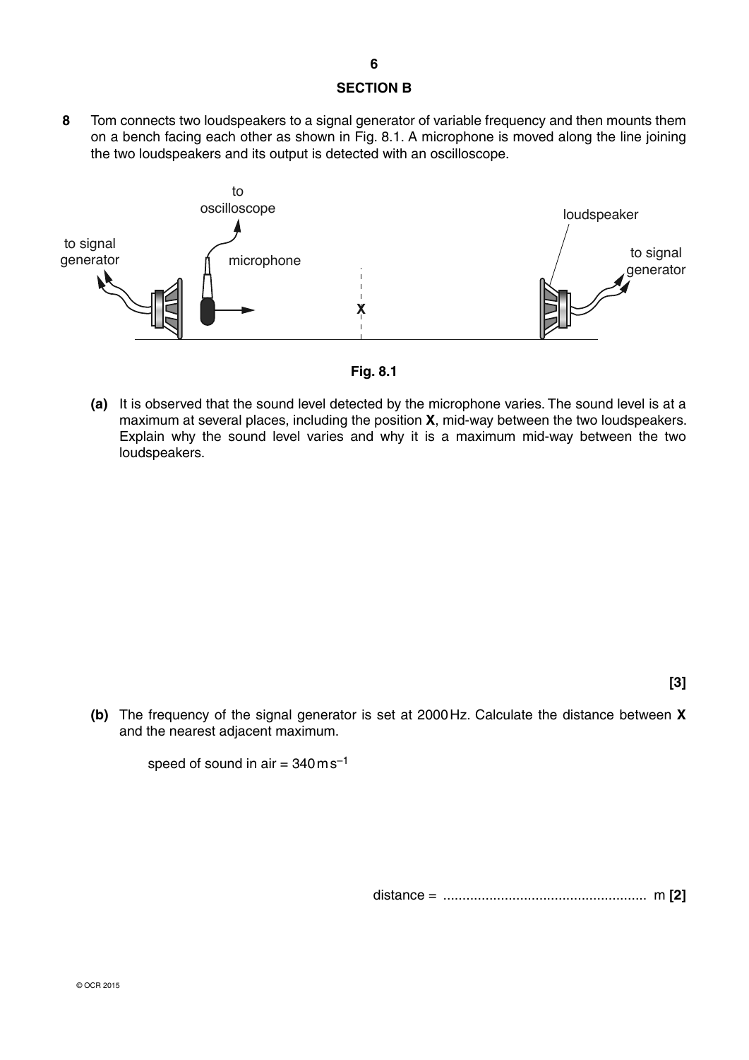## SECTION B

**8** Tom connects two loudspeakers to a signal generator of variable frequency and then mounts them on a bench facing each other as shown in Fig. 8.1. A microphone is moved along the line joining the two loudspeakers and its output is detected with an oscilloscope.

to oscilloscope

to signal generator

microphone

X

loudspeaker

to signal generator

**Fig. 8.1**

**(a)** It is observed that the sound level detected by the microphone varies. The sound level is at a maximum at several places, including the position **X**, mid-way between the two loudspeakers. Explain why the sound level varies and why it is a maximum mid-way between the two loudspeakers.

**[3]**

**(b)** The frequency of the signal generator is set at 2000 Hz. Calculate the distance between **X** and the nearest adjacent maximum.

speed of sound in air = $340\,\text{m}\,\text{s}^{-1}$

distance = ..................................................... m **[2]**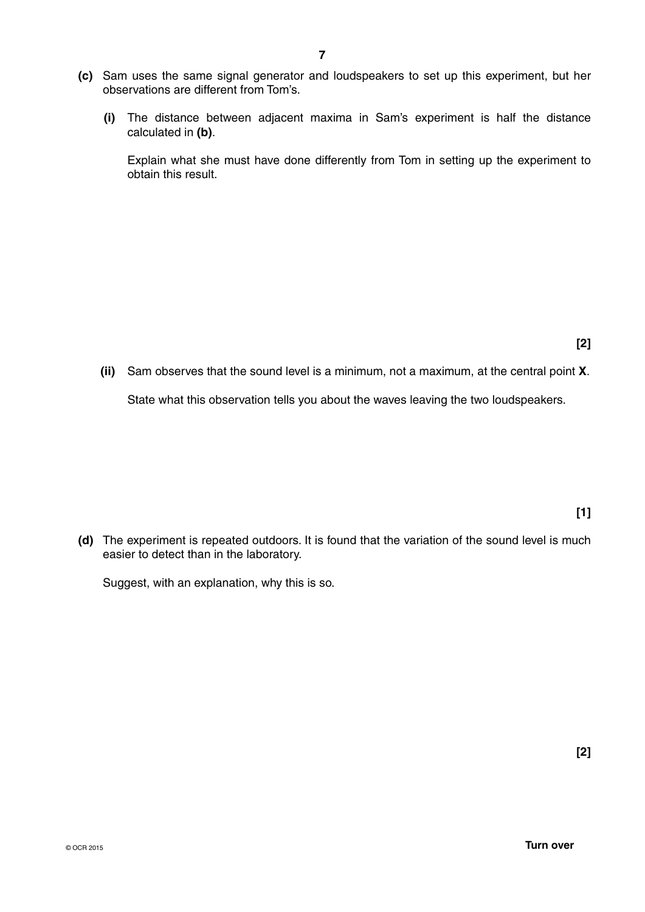**(c)** Sam uses the same signal generator and loudspeakers to set up this experiment, but her observations are different from Tom's.

**(i)** The distance between adjacent maxima in Sam's experiment is half the distance calculated in **(b)**.

Explain what she must have done differently from Tom in setting up the experiment to obtain this result.

**[2]**

**(ii)** Sam observes that the sound level is a minimum, not a maximum, at the central point **X**.

State what this observation tells you about the waves leaving the two loudspeakers.

**[1]**

**(d)** The experiment is repeated outdoors. It is found that the variation of the sound level is much easier to detect than in the laboratory.

Suggest, with an explanation, why this is so.

**[2]**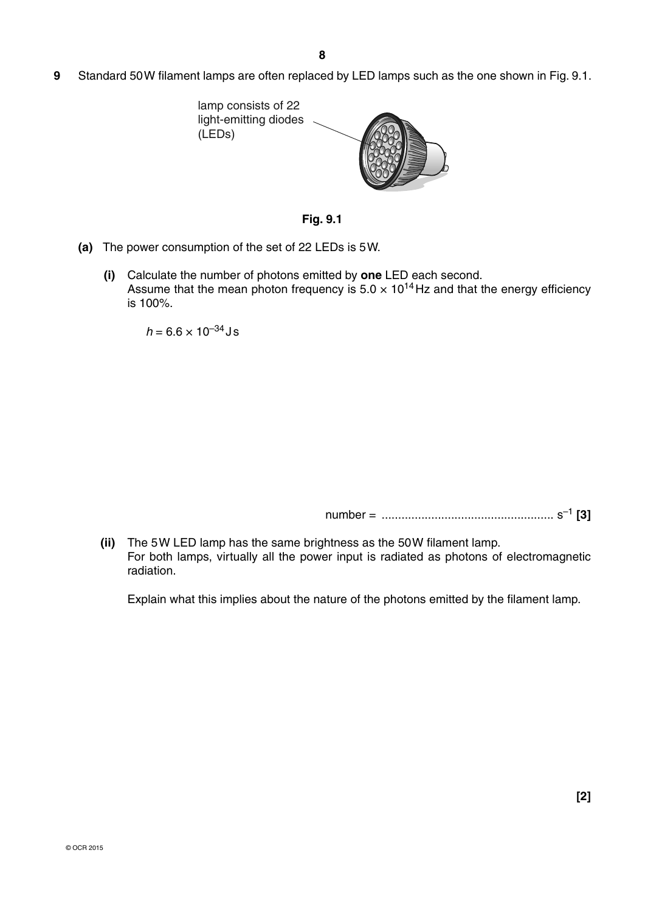**9** Standard 50W filament lamps are often replaced by LED lamps such as the one shown in Fig. 9.1.

lamp consists of 22 light-emitting diodes (LEDs)

**Fig. 9.1**

**(a)** The power consumption of the set of 22 LEDs is 5W.

**(i)** Calculate the number of photons emitted by **one** LED each second.
Assume that the mean photon frequency is $5.0 \times 10^{14}$ Hz and that the energy efficiency is 100%.

$h = 6.6 \times 10^{-34}$ J s

number = .................................................... $s^{-1}$ **[3]**

**(ii)** The 5W LED lamp has the same brightness as the 50W filament lamp.
For both lamps, virtually all the power input is radiated as photons of electromagnetic radiation.

Explain what this implies about the nature of the photons emitted by the filament lamp.

**[2]**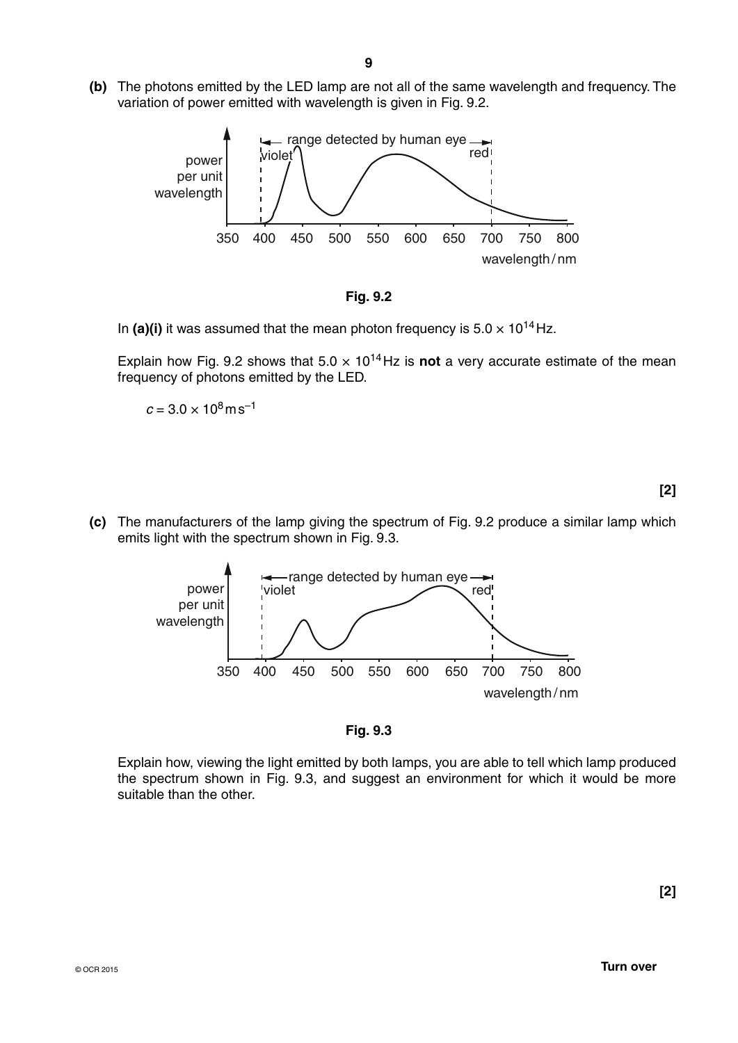**(b)** The photons emitted by the LED lamp are not all of the same wavelength and frequency. The variation of power emitted with wavelength is given in Fig. 9.2.

**Fig. 9.2**

In **(a)(i)** it was assumed that the mean photon frequency is $5.0 \times 10^{14}$ Hz.

Explain how Fig. 9.2 shows that $5.0 \times 10^{14}$ Hz is **not** a very accurate estimate of the mean frequency of photons emitted by the LED.

$c = 3.0 \times 10^{8}\,\text{m s}^{-1}$

**[2]**

**(c)** The manufacturers of the lamp giving the spectrum of Fig. 9.2 produce a similar lamp which emits light with the spectrum shown in Fig. 9.3.

**Fig. 9.3**

Explain how, viewing the light emitted by both lamps, you are able to tell which lamp produced the spectrum shown in Fig. 9.3, and suggest an environment for which it would be more suitable than the other.

**[2]**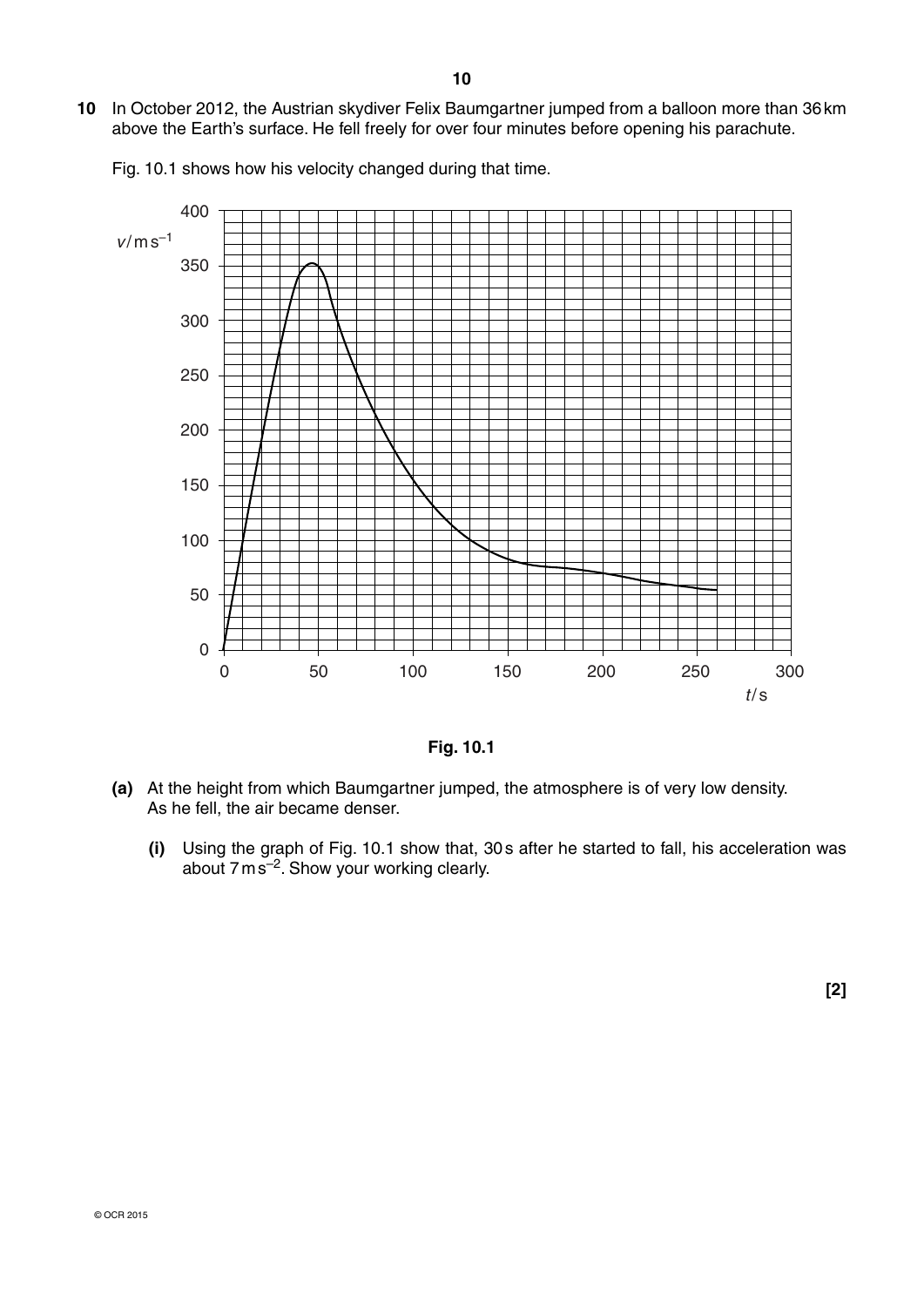**10** In October 2012, the Austrian skydiver Felix Baumgartner jumped from a balloon more than 36 km above the Earth's surface. He fell freely for over four minutes before opening his parachute.

Fig. 10.1 shows how his velocity changed during that time.

$v$ / m s$^{-1}$

400
350
300
250
200
150
100
50
0

0 50 100 150 200 250 300

$t$ / s

**Fig. 10.1**

**(a)** At the height from which Baumgartner jumped, the atmosphere is of very low density. As he fell, the air became denser.

**(i)** Using the graph of Fig. 10.1 show that, 30 s after he started to fall, his acceleration was about 7 m s$^{-2}$. Show your working clearly.

**[2]**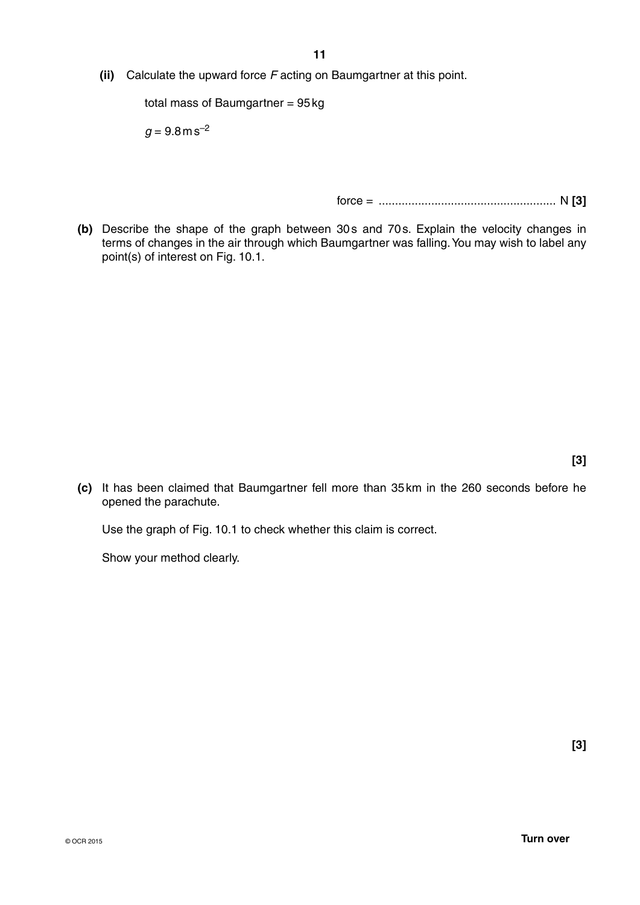**(ii)** Calculate the upward force $F$ acting on Baumgartner at this point.

total mass of Baumgartner = 95 kg

$g = 9.8\,\text{m}\,\text{s}^{-2}$

force = ...................................................... N **[3]**

**(b)** Describe the shape of the graph between 30 s and 70 s. Explain the velocity changes in terms of changes in the air through which Baumgartner was falling. You may wish to label any point(s) of interest on Fig. 10.1.

**[3]**

**(c)** It has been claimed that Baumgartner fell more than 35 km in the 260 seconds before he opened the parachute.

Use the graph of Fig. 10.1 to check whether this claim is correct.

Show your method clearly.

**[3]**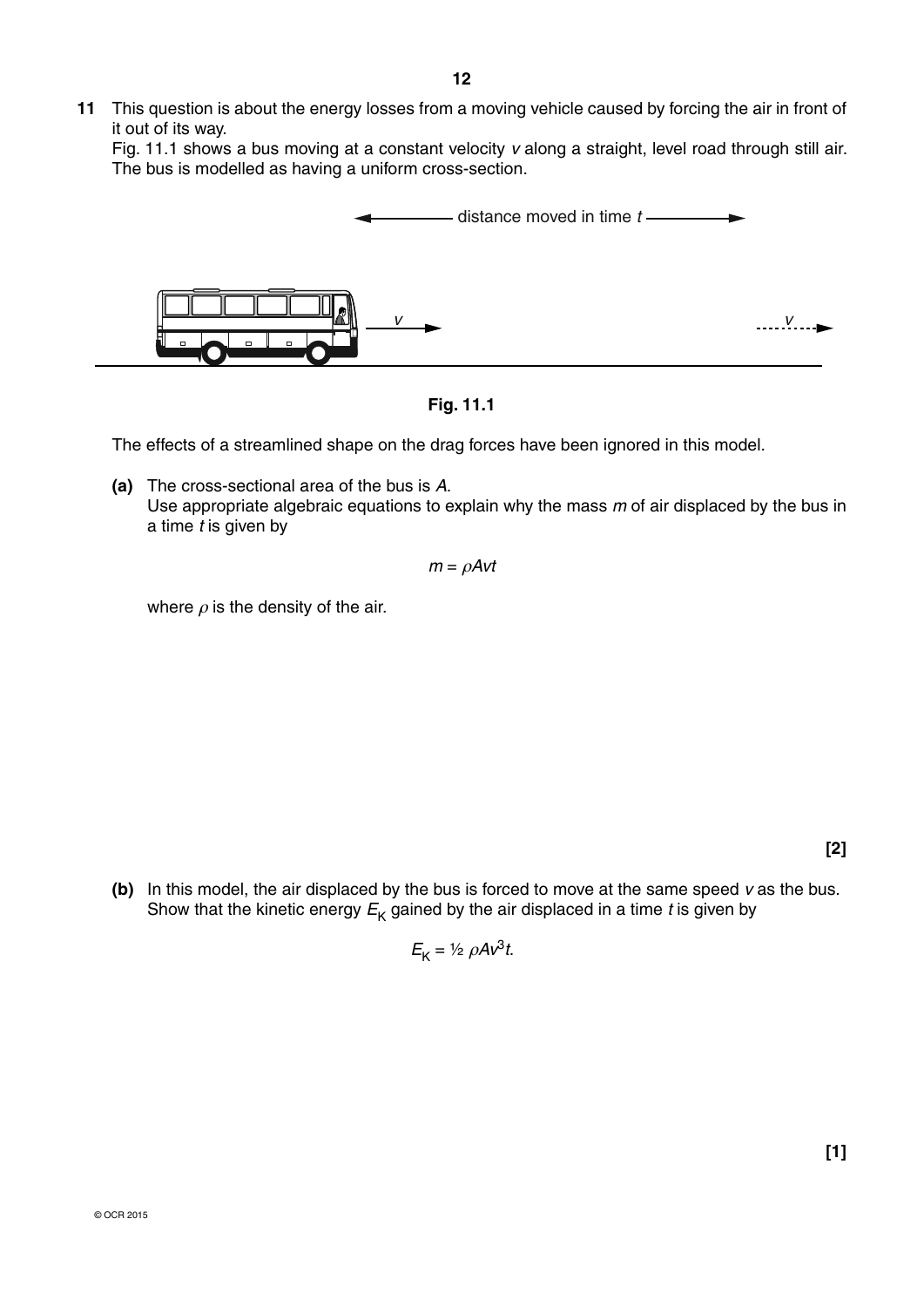**11** This question is about the energy losses from a moving vehicle caused by forcing the air in front of it out of its way.

Fig. 11.1 shows a bus moving at a constant velocity $v$ along a straight, level road through still air. The bus is modelled as having a uniform cross-section.

distance moved in time $t$

$v$

$v$

**Fig. 11.1**

The effects of a streamlined shape on the drag forces have been ignored in this model.

**(a)** The cross-sectional area of the bus is $A$.
Use appropriate algebraic equations to explain why the mass $m$ of air displaced by the bus in a time $t$ is given by

$$m = \rho A v t$$

where $\rho$ is the density of the air.

**[2]**

**(b)** In this model, the air displaced by the bus is forced to move at the same speed $v$ as the bus. Show that the kinetic energy $E_K$ gained by the air displaced in a time $t$ is given by

$$E_K = ½ \rho A v^3 t.$$

**[1]**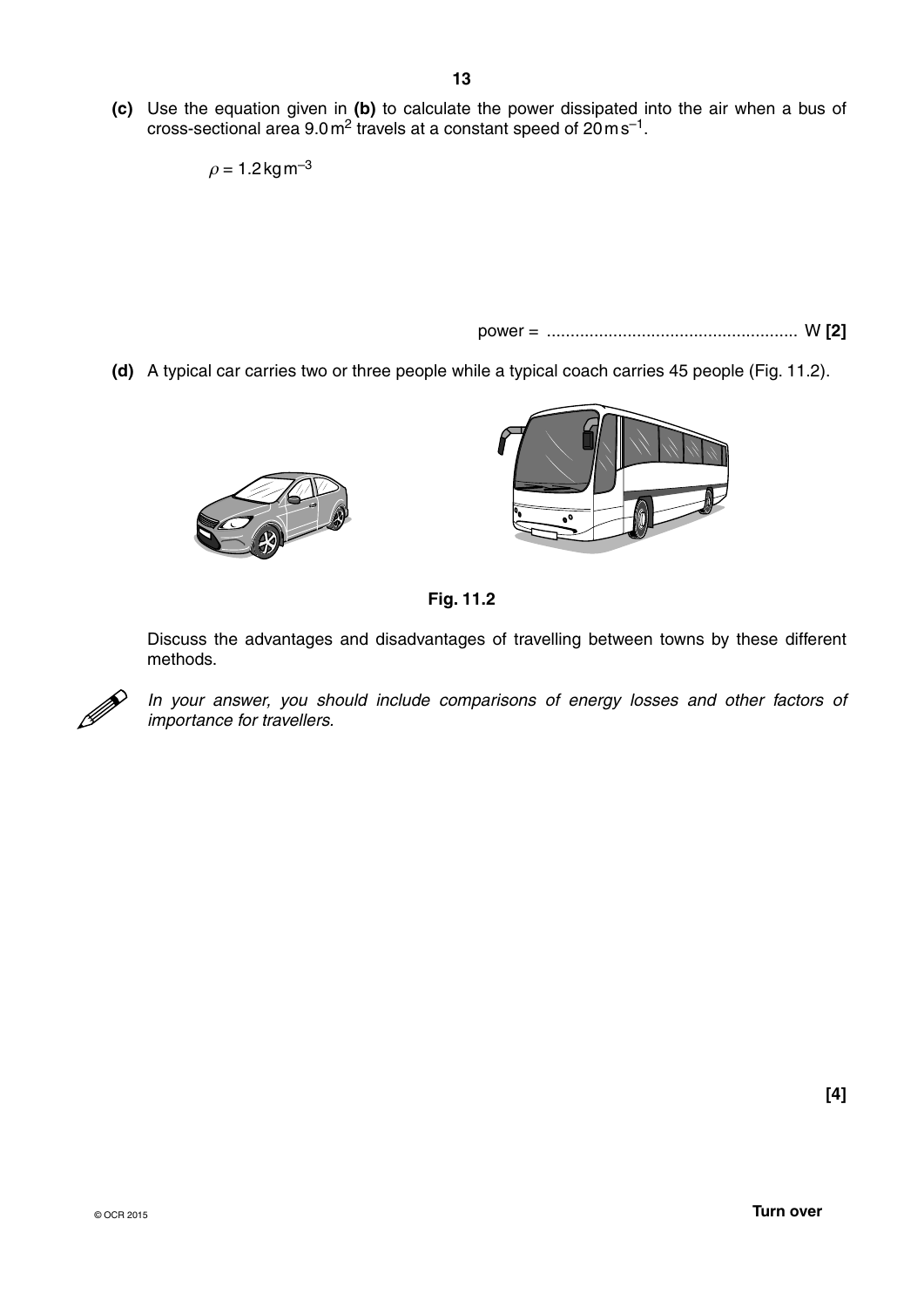**(c)** Use the equation given in **(b)** to calculate the power dissipated into the air when a bus of cross-sectional area 9.0 $m^2$ travels at a constant speed of 20 $m s^{-1}$.

$\rho = 1.2\,kg\,m^{-3}$

power = ...................................................... W **[2]**

**(d)** A typical car carries two or three people while a typical coach carries 45 people (Fig. 11.2).

**Fig. 11.2**

Discuss the advantages and disadvantages of travelling between towns by these different methods.

*In your answer, you should include comparisons of energy losses and other factors of importance for travellers.*

**[4]**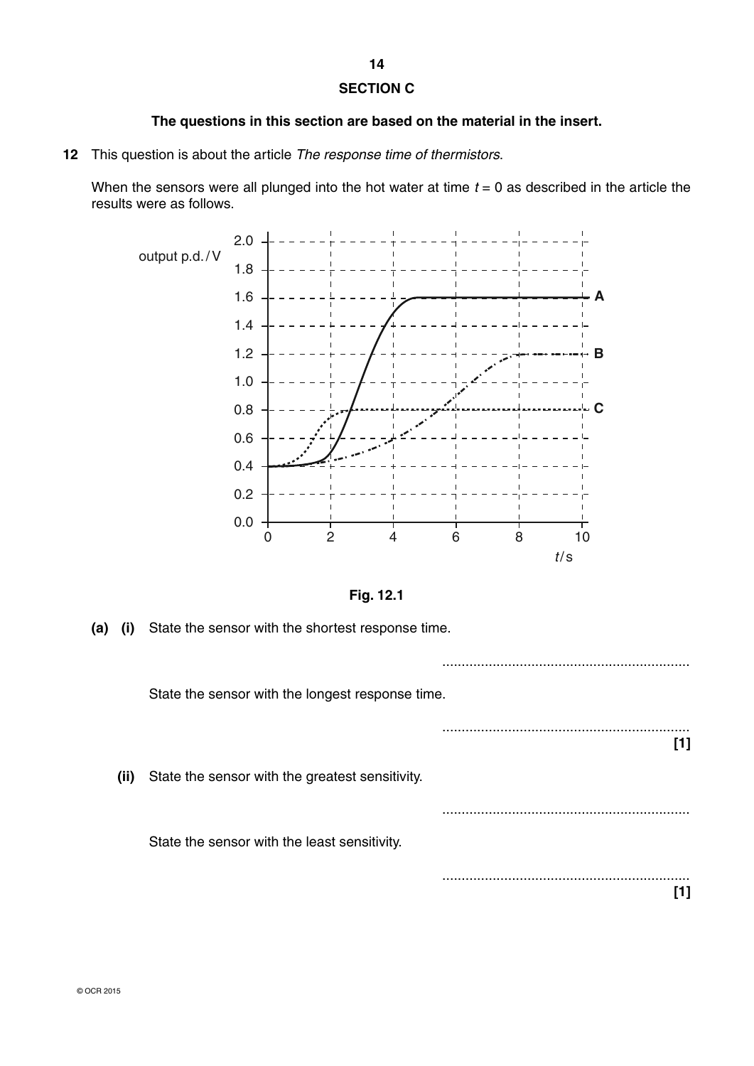## SECTION C

**The questions in this section are based on the material in the insert.**

**12** This question is about the article *The response time of thermistors*.

When the sensors were all plunged into the hot water at time $t = 0$ as described in the article the results were as follows.

output p.d./V

2.0
1.8
1.6
1.4
1.2
1.0
0.8
0.6
0.4
0.2
0.0

0 2 4 6 8 10

$t$/s

A

B

C

**Fig. 12.1**

**(a) (i)** State the sensor with the shortest response time.

................................................................

State the sensor with the longest response time.

................................................................ **[1]**

**(ii)** State the sensor with the greatest sensitivity.

................................................................

State the sensor with the least sensitivity.

................................................................ **[1]**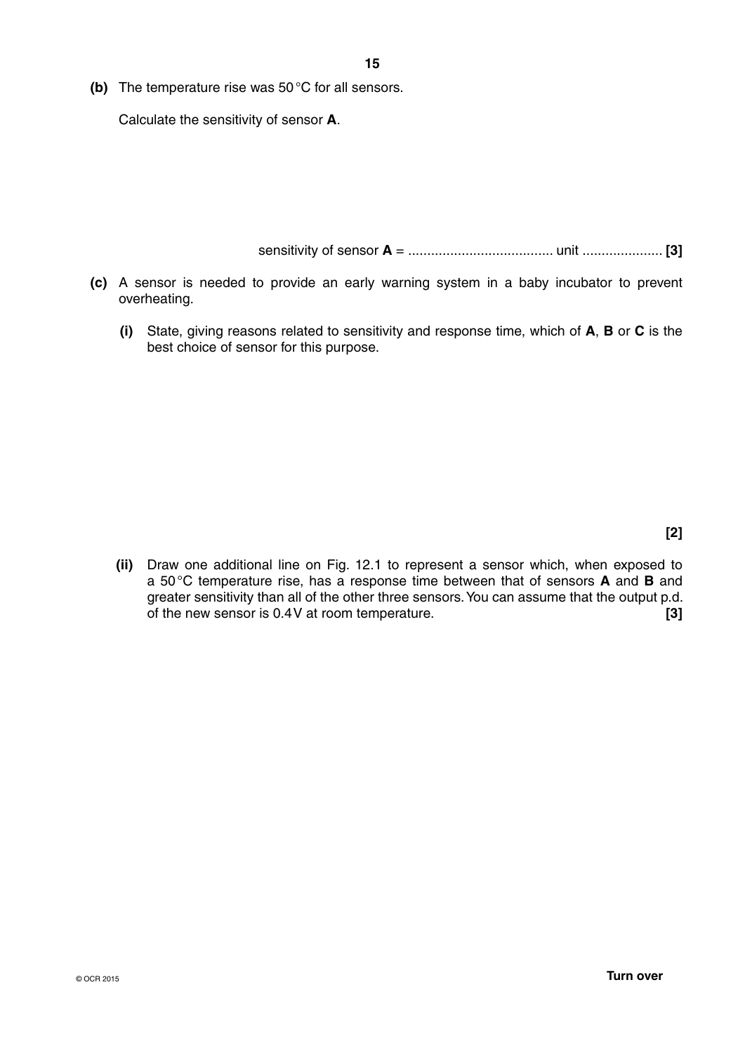**(b)** The temperature rise was 50 °C for all sensors.

Calculate the sensitivity of sensor **A**.

sensitivity of sensor **A** = ...................................... unit ..................... **[3]**

**(c)** A sensor is needed to provide an early warning system in a baby incubator to prevent overheating.

**(i)** State, giving reasons related to sensitivity and response time, which of **A**, **B** or **C** is the best choice of sensor for this purpose.

**[2]**

**(ii)** Draw one additional line on Fig. 12.1 to represent a sensor which, when exposed to a 50 °C temperature rise, has a response time between that of sensors **A** and **B** and greater sensitivity than all of the other three sensors. You can assume that the output p.d. of the new sensor is 0.4 V at room temperature. **[3]**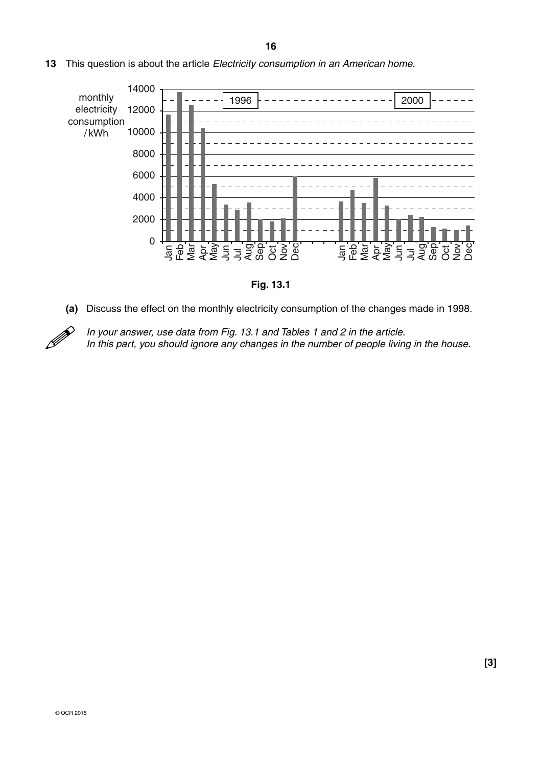**13** This question is about the article *Electricity consumption in an American home*.

monthly electricity consumption / kWh

14000
12000
10000
8000
6000
4000
2000
0

1996

2000

Jan Feb Mar Apr May Jun Jul Aug Sep Oct Nov Dec

Jan Feb Mar Apr May Jun Jul Aug Sep Oct Nov Dec

**Fig. 13.1**

**(a)** Discuss the effect on the monthly electricity consumption of the changes made in 1998.

*In your answer, use data from Fig. 13.1 and Tables 1 and 2 in the article.*
*In this part, you should ignore any changes in the number of people living in the house.*

**[3]**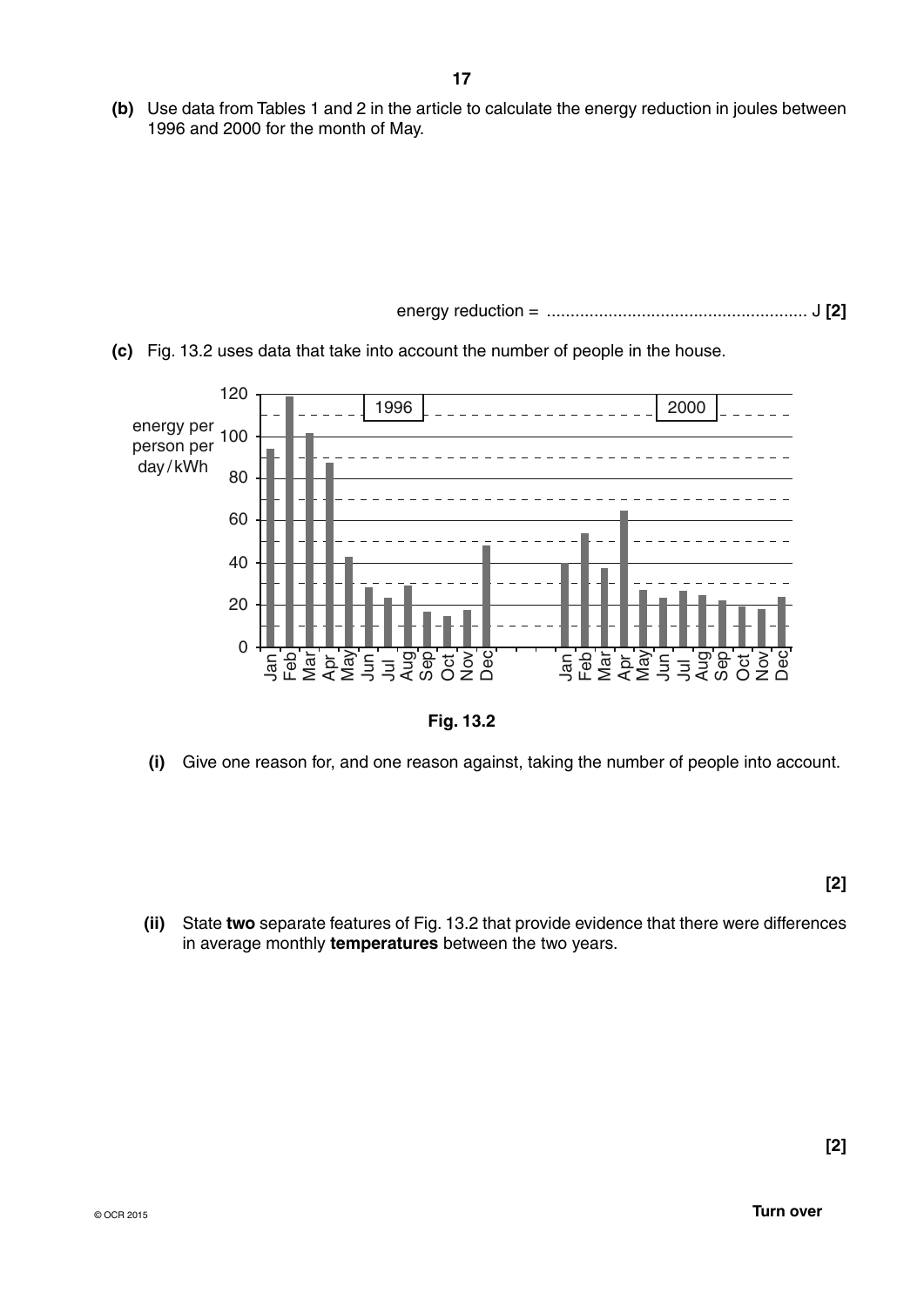**(b)** Use data from Tables 1 and 2 in the article to calculate the energy reduction in joules between 1996 and 2000 for the month of May.

energy reduction = ....................................................... J **[2]**

**(c)** Fig. 13.2 uses data that take into account the number of people in the house.

120
100
80
60
40
20
0

energy per person per day / kWh

1996

2000

Jan Feb Mar Apr May Jun Jul Aug Sep Oct Nov Dec

Jan Feb Mar Apr May Jun Jul Aug Sep Oct Nov Dec

**Fig. 13.2**

**(i)** Give one reason for, and one reason against, taking the number of people into account.

**[2]**

**(ii)** State **two** separate features of Fig. 13.2 that provide evidence that there were differences in average monthly **temperatures** between the two years.

**[2]**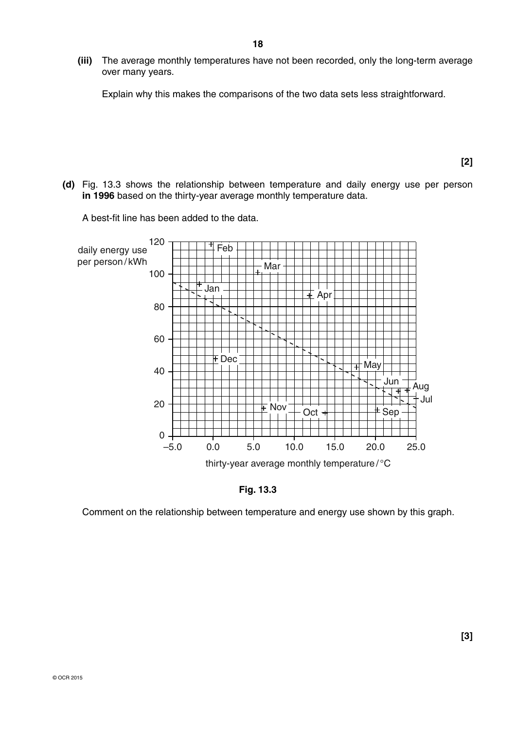**(iii)** The average monthly temperatures have not been recorded, only the long-term average over many years.

Explain why this makes the comparisons of the two data sets less straightforward.

**[2]**

**(d)** Fig. 13.3 shows the relationship between temperature and daily energy use per person **in 1996** based on the thirty-year average monthly temperature data.

A best-fit line has been added to the data.

daily energy use per person / kWh

120
100
80
60
40
20
0

Feb
Mar
Jan
Apr
Dec
May
Jun
Aug
Jul
Nov
Oct
Sep

–5.0
0.0
5.0
10.0
15.0
20.0
25.0

thirty-year average monthly temperature / °C

**Fig. 13.3**

Comment on the relationship between temperature and energy use shown by this graph.

**[3]**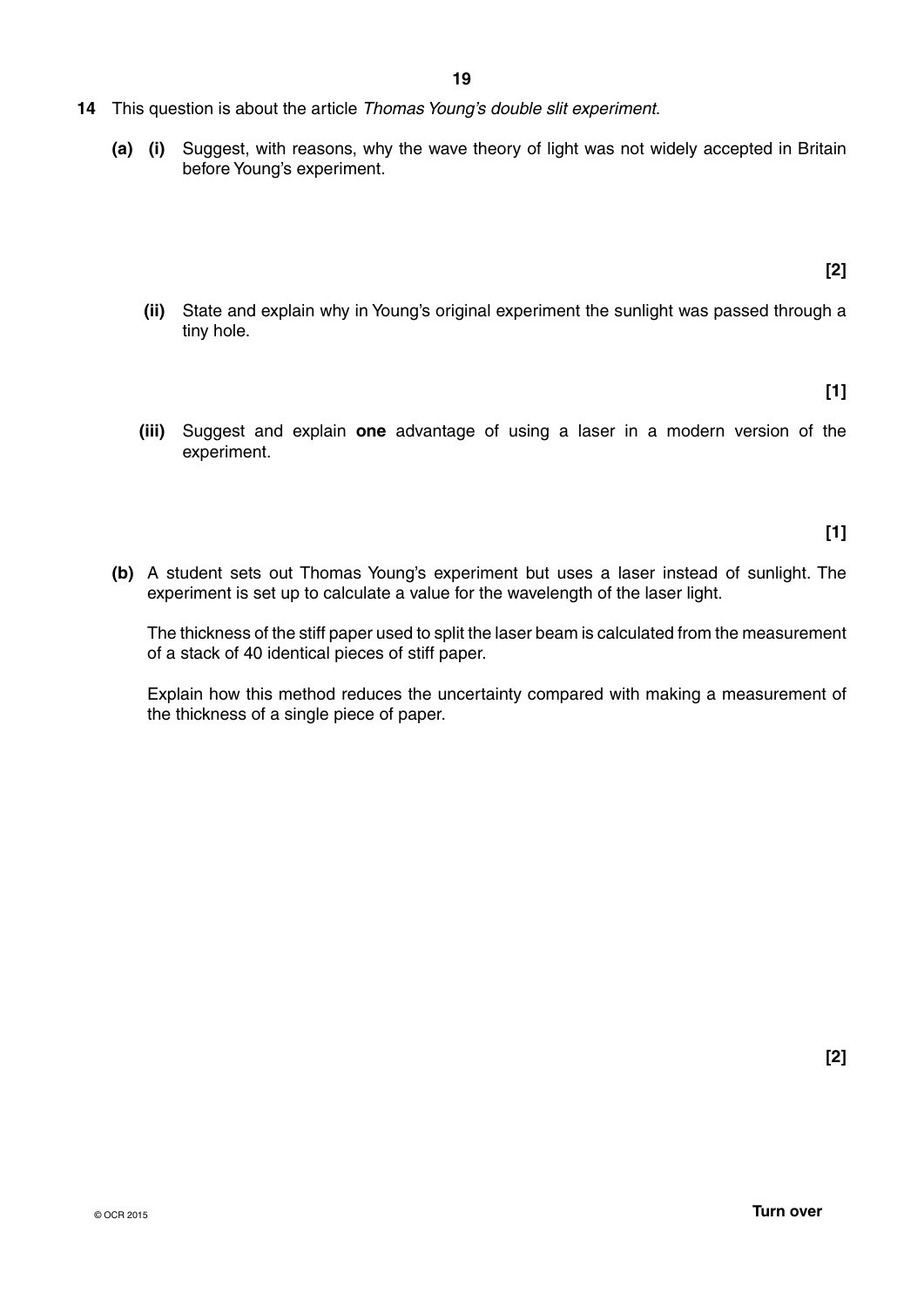**14** This question is about the article *Thomas Young's double slit experiment*.

**(a) (i)** Suggest, with reasons, why the wave theory of light was not widely accepted in Britain before Young's experiment.

**[2]**

**(ii)** State and explain why in Young's original experiment the sunlight was passed through a tiny hole.

**[1]**

**(iii)** Suggest and explain **one** advantage of using a laser in a modern version of the experiment.

**[1]**

**(b)** A student sets out Thomas Young's experiment but uses a laser instead of sunlight. The experiment is set up to calculate a value for the wavelength of the laser light.

The thickness of the stiff paper used to split the laser beam is calculated from the measurement of a stack of 40 identical pieces of stiff paper.

Explain how this method reduces the uncertainty compared with making a measurement of the thickness of a single piece of paper.

**[2]**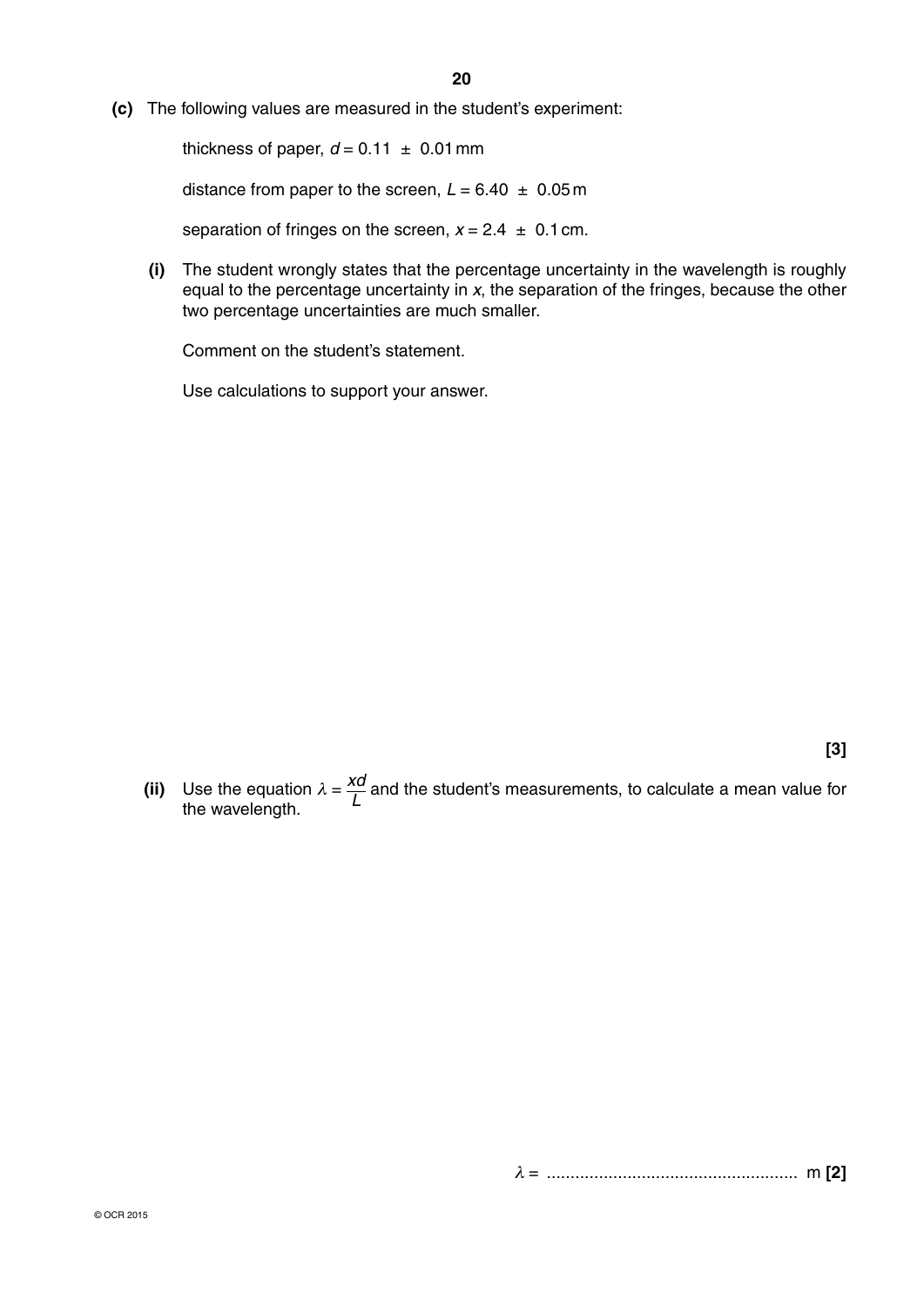**(c)** The following values are measured in the student's experiment:

thickness of paper, $d = 0.11 \pm 0.01\,\text{mm}$

distance from paper to the screen, $L = 6.40 \pm 0.05\,\text{m}$

separation of fringes on the screen, $x = 2.4 \pm 0.1\,\text{cm}$.

**(i)** The student wrongly states that the percentage uncertainty in the wavelength is roughly equal to the percentage uncertainty in $x$, the separation of the fringes, because the other two percentage uncertainties are much smaller.

Comment on the student's statement.

Use calculations to support your answer.

**[3]**

**(ii)** Use the equation $\lambda = \dfrac{xd}{L}$ and the student's measurements, to calculate a mean value for the wavelength.

$\lambda$ = ..................................................... m **[2]**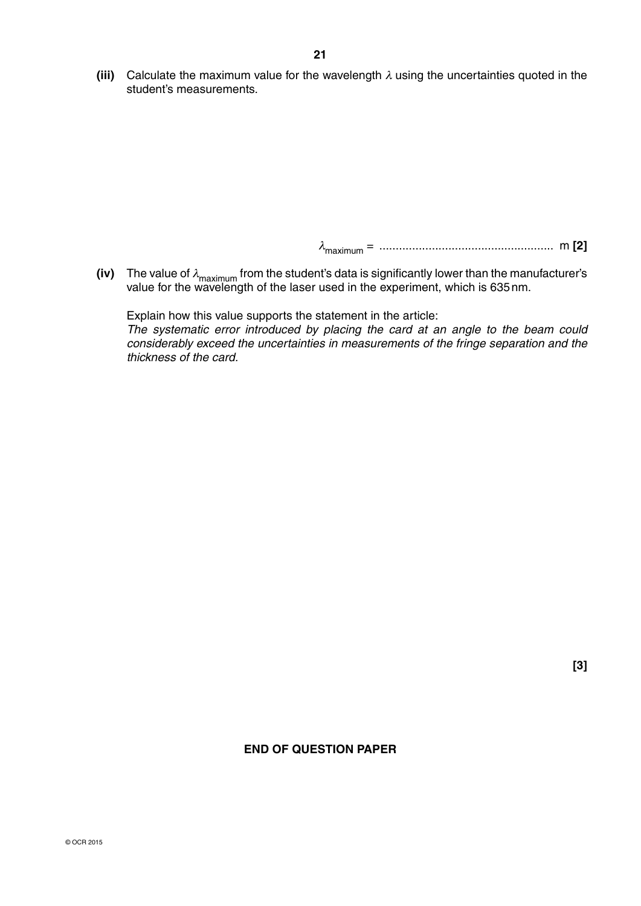**(iii)** Calculate the maximum value for the wavelength $\lambda$ using the uncertainties quoted in the student's measurements.

$\lambda_{\text{maximum}}$ = ..................................................... m **[2]**

**(iv)** The value of $\lambda_{\text{maximum}}$ from the student's data is significantly lower than the manufacturer's value for the wavelength of the laser used in the experiment, which is 635 nm.

Explain how this value supports the statement in the article:
*The systematic error introduced by placing the card at an angle to the beam could considerably exceed the uncertainties in measurements of the fringe separation and the thickness of the card.*

**[3]**

**END OF QUESTION PAPER**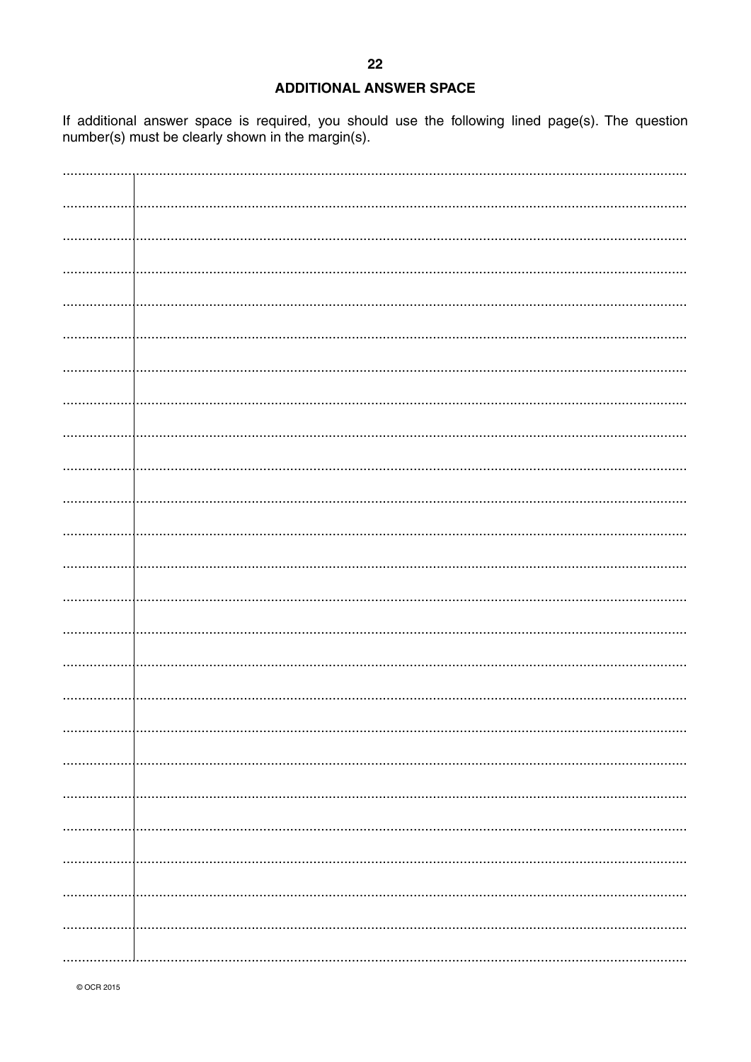## ADDITIONAL ANSWER SPACE

If additional answer space is required, you should use the following lined page(s). The question number(s) must be clearly shown in the margin(s).

© OCR 2015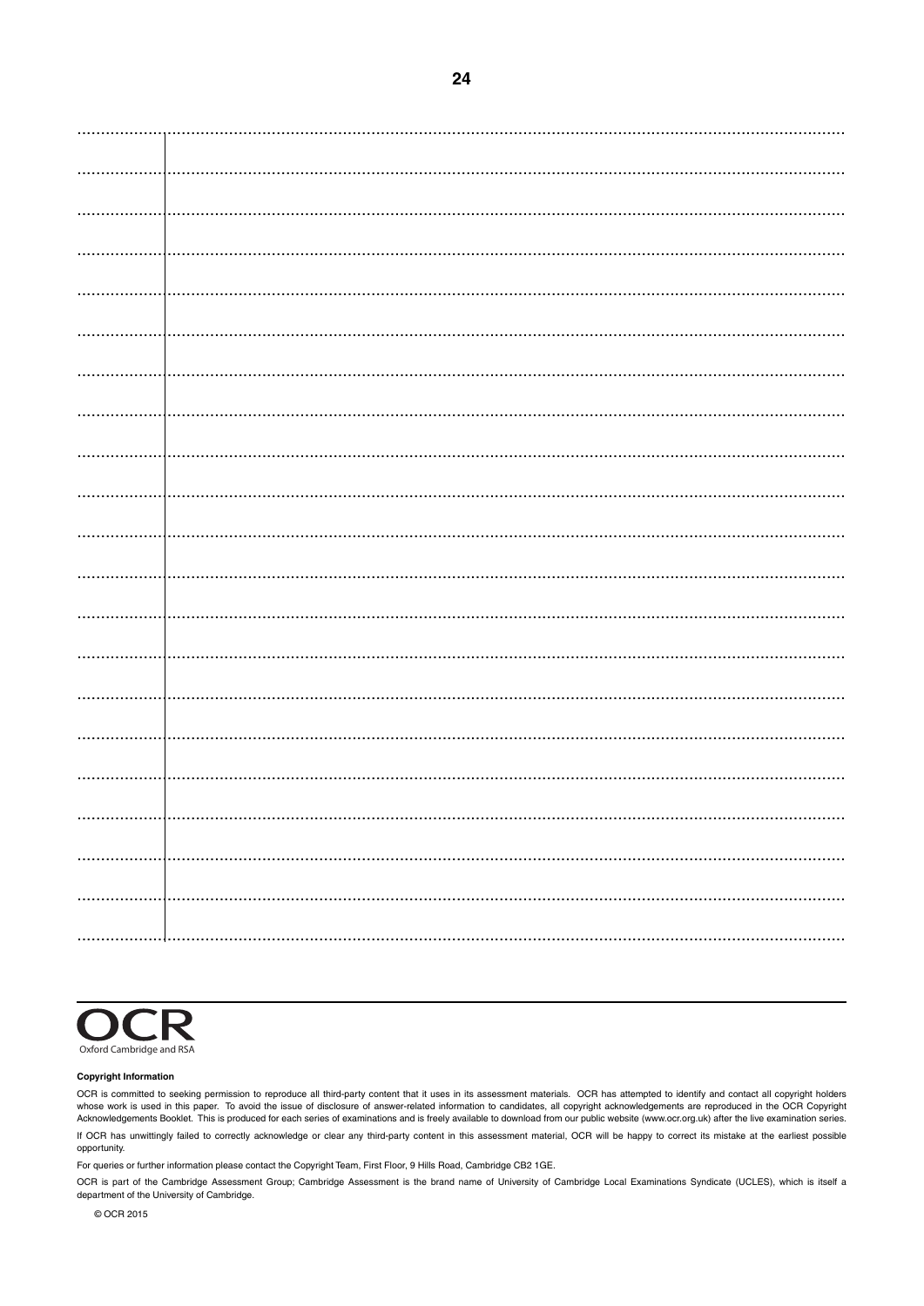OCR
Oxford Cambridge and RSA

**Copyright Information**

OCR is committed to seeking permission to reproduce all third-party content that it uses in its assessment materials. OCR has attempted to identify and contact all copyright holders whose work is used in this paper. To avoid the issue of disclosure of answer-related information to candidates, all copyright acknowledgements are reproduced in the OCR Copyright Acknowledgements Booklet. This is produced for each series of examinations and is freely available to download from our public website (www.ocr.org.uk) after the live examination series.

If OCR has unwittingly failed to correctly acknowledge or clear any third-party content in this assessment material, OCR will be happy to correct its mistake at the earliest possible opportunity.

For queries or further information please contact the Copyright Team, First Floor, 9 Hills Road, Cambridge CB2 1GE.

OCR is part of the Cambridge Assessment Group; Cambridge Assessment is the brand name of University of Cambridge Local Examinations Syndicate (UCLES), which is itself a department of the University of Cambridge.

© OCR 2015